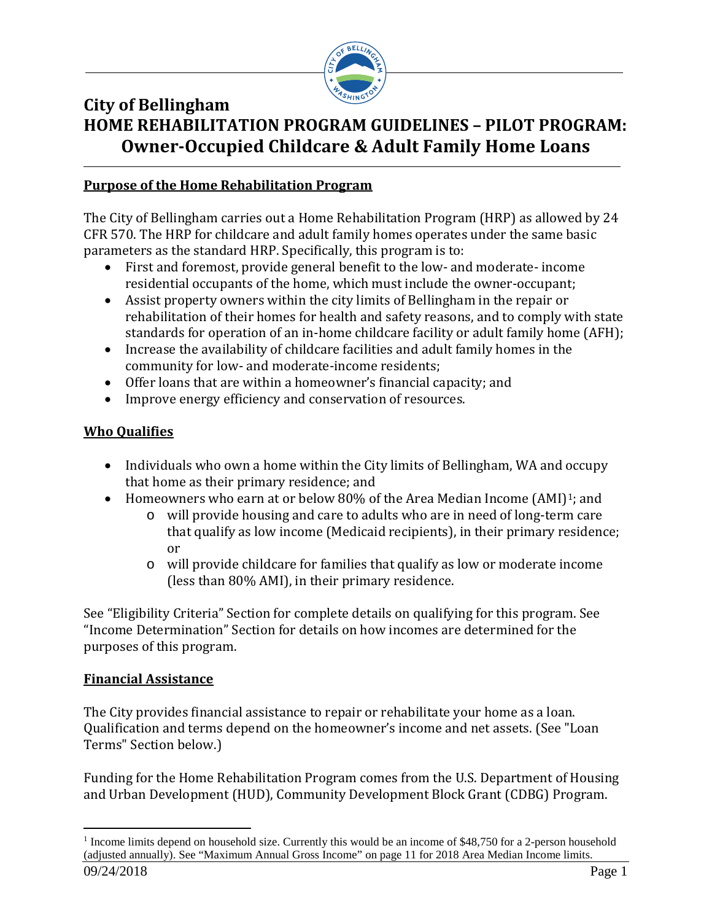# City of Bellingham

# HOME REHABILITATION PROGRAM GUIDELINES – PILOT PROGRAM: Owner-Occupied Childcare & Adult Family Home Loans

## Purpose of the Home Rehabilitation Program

The City of Bellingham carries out a Home Rehabilitation Program (HRP) as allowed by 24 CFR 570. The HRP for childcare and adult family homes operates under the same basic parameters as the standard HRP. Specifically, this program is to:

- First and foremost, provide general benefit to the low- and moderate- income residential occupants of the home, which must include the owner-occupant;
- Assist property owners within the city limits of Bellingham in the repair or rehabilitation of their homes for health and safety reasons, and to comply with state standards for operation of an in-home childcare facility or adult family home (AFH);
- Increase the availability of childcare facilities and adult family homes in the community for low- and moderate-income residents;
- Offer loans that are within a homeowner's financial capacity; and
- Improve energy efficiency and conservation of resources.

## Who Qualifies

- Individuals who own a home within the City limits of Bellingham, WA and occupy that home as their primary residence; and
- Homeowners who earn at or below 80% of the Area Median Income (AMI)[1]; and
  - will provide housing and care to adults who are in need of long-term care that qualify as low income (Medicaid recipients), in their primary residence; or
  - will provide childcare for families that qualify as low or moderate income (less than 80% AMI), in their primary residence.

See "Eligibility Criteria" Section for complete details on qualifying for this program. See "Income Determination" Section for details on how incomes are determined for the purposes of this program.

## Financial Assistance

The City provides financial assistance to repair or rehabilitate your home as a loan. Qualification and terms depend on the homeowner's income and net assets. (See "Loan Terms" Section below.)

Funding for the Home Rehabilitation Program comes from the U.S. Department of Housing and Urban Development (HUD), Community Development Block Grant (CDBG) Program.

---

[1] Income limits depend on household size. Currently this would be an income of $48,750 for a 2-person household (adjusted annually). See "Maximum Annual Gross Income" on page 11 for 2018 Area Median Income limits.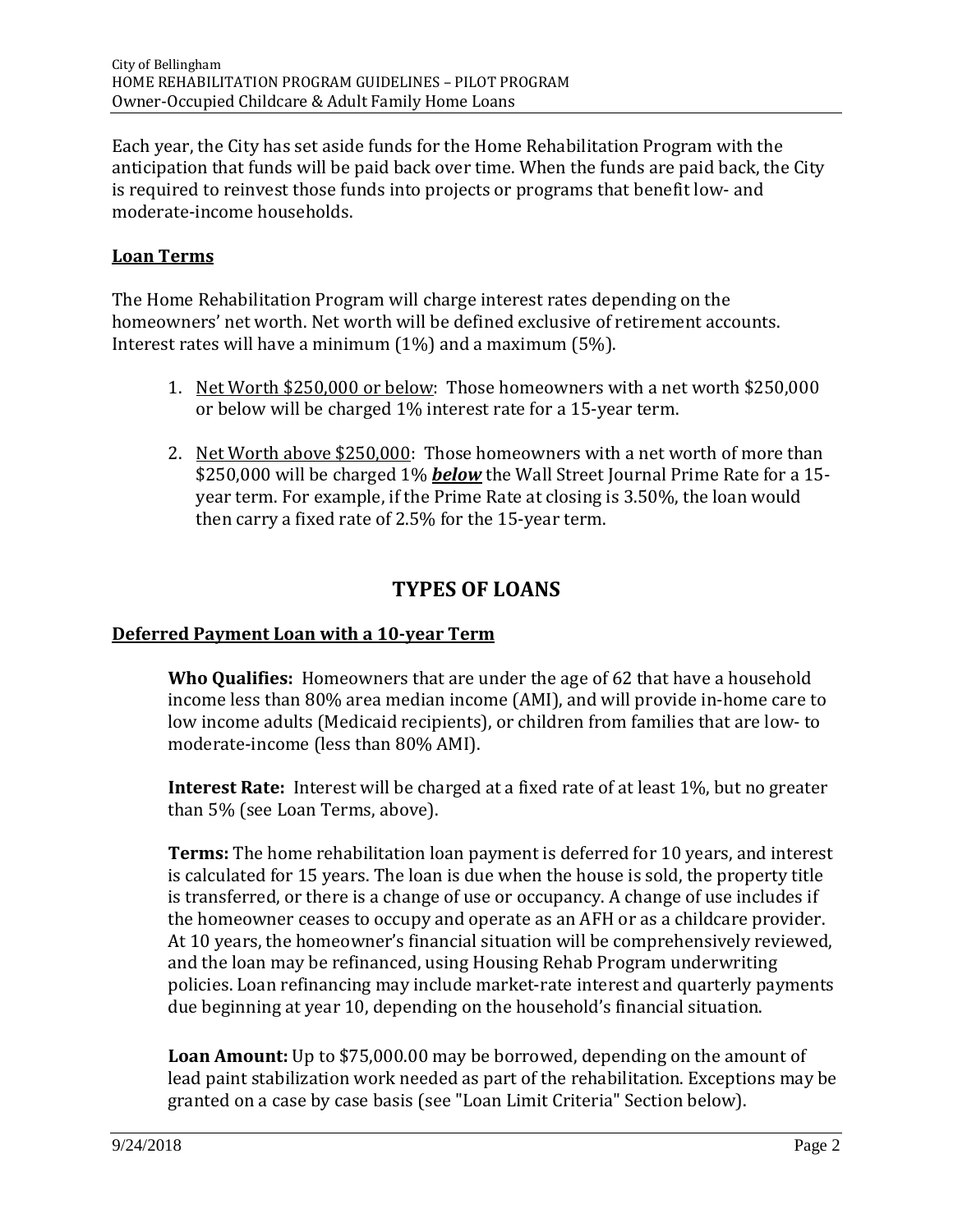Each year, the City has set aside funds for the Home Rehabilitation Program with the anticipation that funds will be paid back over time. When the funds are paid back, the City is required to reinvest those funds into projects or programs that benefit low- and moderate-income households.

## Loan Terms

The Home Rehabilitation Program will charge interest rates depending on the homeowners' net worth. Net worth will be defined exclusive of retirement accounts. Interest rates will have a minimum (1%) and a maximum (5%).

1. Net Worth $250,000 or below: Those homeowners with a net worth $250,000 or below will be charged 1% interest rate for a 15-year term.

2. Net Worth above $250,000: Those homeowners with a net worth of more than $250,000 will be charged 1% ***below*** the Wall Street Journal Prime Rate for a 15-year term. For example, if the Prime Rate at closing is 3.50%, the loan would then carry a fixed rate of 2.5% for the 15-year term.

# TYPES OF LOANS

## Deferred Payment Loan with a 10-year Term

**Who Qualifies:** Homeowners that are under the age of 62 that have a household income less than 80% area median income (AMI), and will provide in-home care to low income adults (Medicaid recipients), or children from families that are low- to moderate-income (less than 80% AMI).

**Interest Rate:** Interest will be charged at a fixed rate of at least 1%, but no greater than 5% (see Loan Terms, above).

**Terms:** The home rehabilitation loan payment is deferred for 10 years, and interest is calculated for 15 years. The loan is due when the house is sold, the property title is transferred, or there is a change of use or occupancy. A change of use includes if the homeowner ceases to occupy and operate as an AFH or as a childcare provider. At 10 years, the homeowner's financial situation will be comprehensively reviewed, and the loan may be refinanced, using Housing Rehab Program underwriting policies. Loan refinancing may include market-rate interest and quarterly payments due beginning at year 10, depending on the household's financial situation.

**Loan Amount:** Up to $75,000.00 may be borrowed, depending on the amount of lead paint stabilization work needed as part of the rehabilitation. Exceptions may be granted on a case by case basis (see "Loan Limit Criteria" Section below).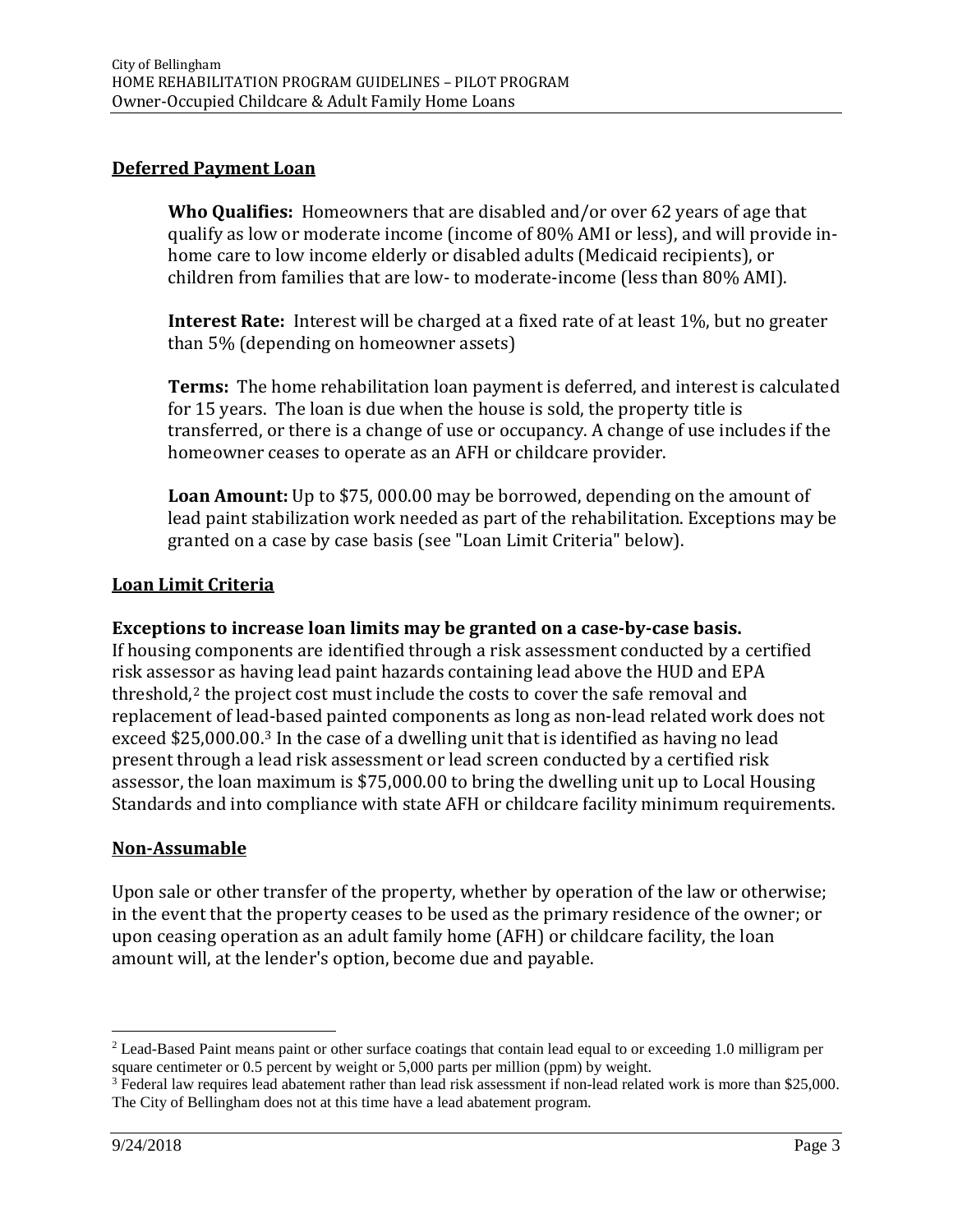## Deferred Payment Loan

**Who Qualifies:** Homeowners that are disabled and/or over 62 years of age that qualify as low or moderate income (income of 80% AMI or less), and will provide in-home care to low income elderly or disabled adults (Medicaid recipients), or children from families that are low- to moderate-income (less than 80% AMI).

**Interest Rate:** Interest will be charged at a fixed rate of at least 1%, but no greater than 5% (depending on homeowner assets)

**Terms:** The home rehabilitation loan payment is deferred, and interest is calculated for 15 years. The loan is due when the house is sold, the property title is transferred, or there is a change of use or occupancy. A change of use includes if the homeowner ceases to operate as an AFH or childcare provider.

**Loan Amount:** Up to $75, 000.00 may be borrowed, depending on the amount of lead paint stabilization work needed as part of the rehabilitation. Exceptions may be granted on a case by case basis (see "Loan Limit Criteria" below).

## Loan Limit Criteria

**Exceptions to increase loan limits may be granted on a case-by-case basis.**
If housing components are identified through a risk assessment conducted by a certified risk assessor as having lead paint hazards containing lead above the HUD and EPA threshold,[2] the project cost must include the costs to cover the safe removal and replacement of lead-based painted components as long as non-lead related work does not exceed $25,000.00.[3] In the case of a dwelling unit that is identified as having no lead present through a lead risk assessment or lead screen conducted by a certified risk assessor, the loan maximum is $75,000.00 to bring the dwelling unit up to Local Housing Standards and into compliance with state AFH or childcare facility minimum requirements.

## Non-Assumable

Upon sale or other transfer of the property, whether by operation of the law or otherwise; in the event that the property ceases to be used as the primary residence of the owner; or upon ceasing operation as an adult family home (AFH) or childcare facility, the loan amount will, at the lender's option, become due and payable.

---

[2] Lead-Based Paint means paint or other surface coatings that contain lead equal to or exceeding 1.0 milligram per square centimeter or 0.5 percent by weight or 5,000 parts per million (ppm) by weight.

[3] Federal law requires lead abatement rather than lead risk assessment if non-lead related work is more than $25,000. The City of Bellingham does not at this time have a lead abatement program.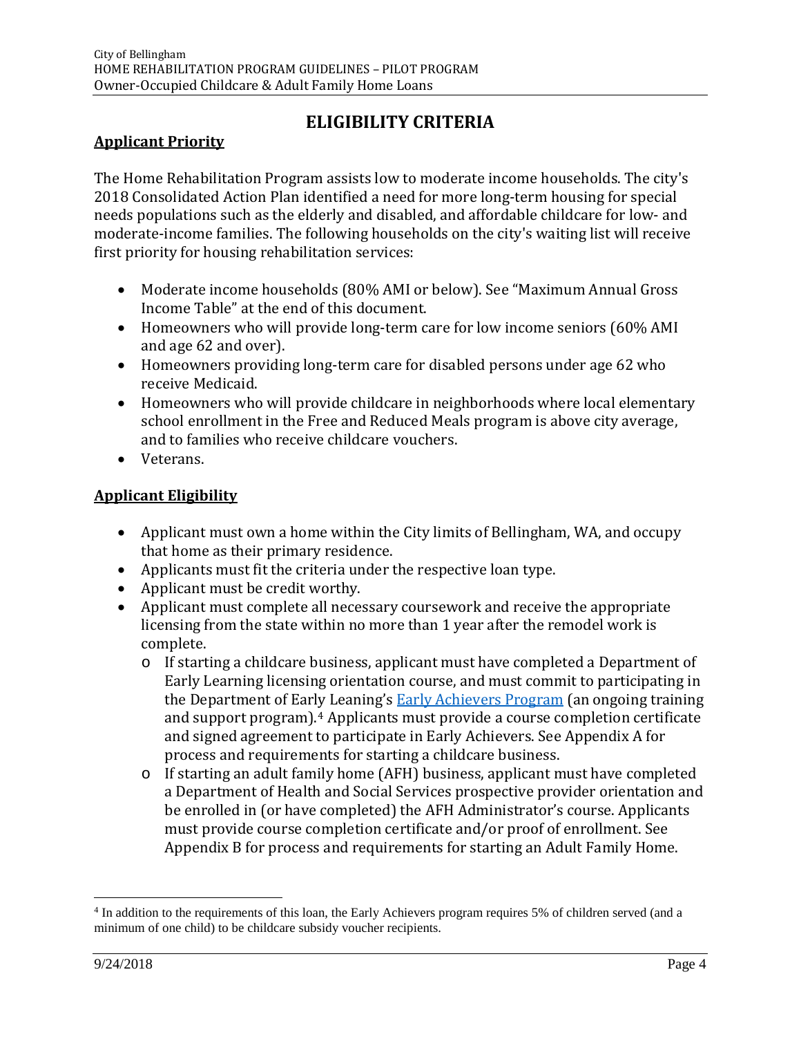# ELIGIBILITY CRITERIA

## Applicant Priority

The Home Rehabilitation Program assists low to moderate income households. The city's 2018 Consolidated Action Plan identified a need for more long-term housing for special needs populations such as the elderly and disabled, and affordable childcare for low- and moderate-income families. The following households on the city's waiting list will receive first priority for housing rehabilitation services:

- Moderate income households (80% AMI or below). See "Maximum Annual Gross Income Table" at the end of this document.
- Homeowners who will provide long-term care for low income seniors (60% AMI and age 62 and over).
- Homeowners providing long-term care for disabled persons under age 62 who receive Medicaid.
- Homeowners who will provide childcare in neighborhoods where local elementary school enrollment in the Free and Reduced Meals program is above city average, and to families who receive childcare vouchers.
- Veterans.

## Applicant Eligibility

- Applicant must own a home within the City limits of Bellingham, WA, and occupy that home as their primary residence.
- Applicants must fit the criteria under the respective loan type.
- Applicant must be credit worthy.
- Applicant must complete all necessary coursework and receive the appropriate licensing from the state within no more than 1 year after the remodel work is complete.
  - If starting a childcare business, applicant must have completed a Department of Early Learning licensing orientation course, and must commit to participating in the Department of Early Leaning's Early Achievers Program (an ongoing training and support program).[4] Applicants must provide a course completion certificate and signed agreement to participate in Early Achievers. See Appendix A for process and requirements for starting a childcare business.
  - If starting an adult family home (AFH) business, applicant must have completed a Department of Health and Social Services prospective provider orientation and be enrolled in (or have completed) the AFH Administrator's course. Applicants must provide course completion certificate and/or proof of enrollment. See Appendix B for process and requirements for starting an Adult Family Home.

[4] In addition to the requirements of this loan, the Early Achievers program requires 5% of children served (and a minimum of one child) to be childcare subsidy voucher recipients.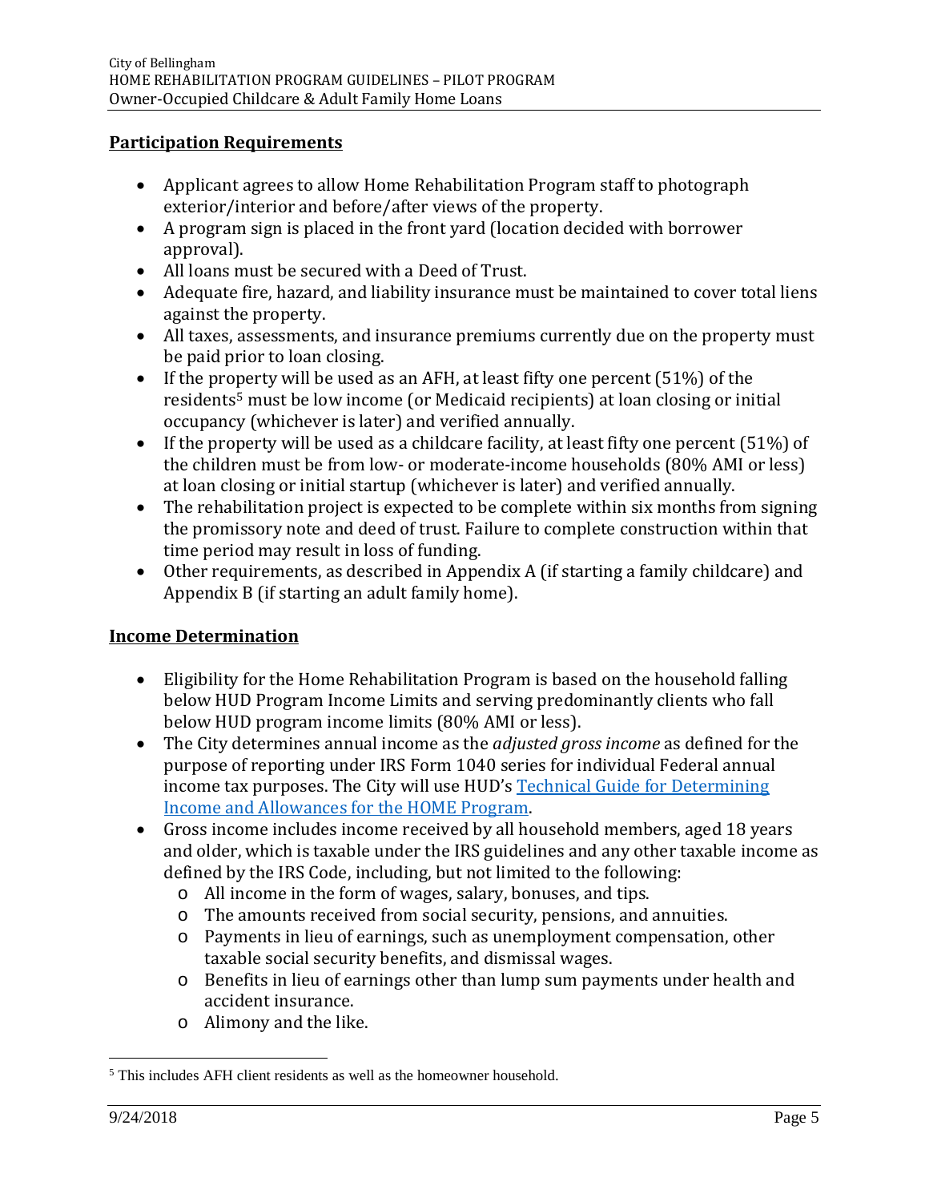## Participation Requirements

- Applicant agrees to allow Home Rehabilitation Program staff to photograph exterior/interior and before/after views of the property.
- A program sign is placed in the front yard (location decided with borrower approval).
- All loans must be secured with a Deed of Trust.
- Adequate fire, hazard, and liability insurance must be maintained to cover total liens against the property.
- All taxes, assessments, and insurance premiums currently due on the property must be paid prior to loan closing.
- If the property will be used as an AFH, at least fifty one percent (51%) of the residents[5] must be low income (or Medicaid recipients) at loan closing or initial occupancy (whichever is later) and verified annually.
- If the property will be used as a childcare facility, at least fifty one percent (51%) of the children must be from low- or moderate-income households (80% AMI or less) at loan closing or initial startup (whichever is later) and verified annually.
- The rehabilitation project is expected to be complete within six months from signing the promissory note and deed of trust. Failure to complete construction within that time period may result in loss of funding.
- Other requirements, as described in Appendix A (if starting a family childcare) and Appendix B (if starting an adult family home).

## Income Determination

- Eligibility for the Home Rehabilitation Program is based on the household falling below HUD Program Income Limits and serving predominantly clients who fall below HUD program income limits (80% AMI or less).
- The City determines annual income as the *adjusted gross income* as defined for the purpose of reporting under IRS Form 1040 series for individual Federal annual income tax purposes. The City will use HUD's Technical Guide for Determining Income and Allowances for the HOME Program.
- Gross income includes income received by all household members, aged 18 years and older, which is taxable under the IRS guidelines and any other taxable income as defined by the IRS Code, including, but not limited to the following:
  - All income in the form of wages, salary, bonuses, and tips.
  - The amounts received from social security, pensions, and annuities.
  - Payments in lieu of earnings, such as unemployment compensation, other taxable social security benefits, and dismissal wages.
  - Benefits in lieu of earnings other than lump sum payments under health and accident insurance.
  - Alimony and the like.

[5] This includes AFH client residents as well as the homeowner household.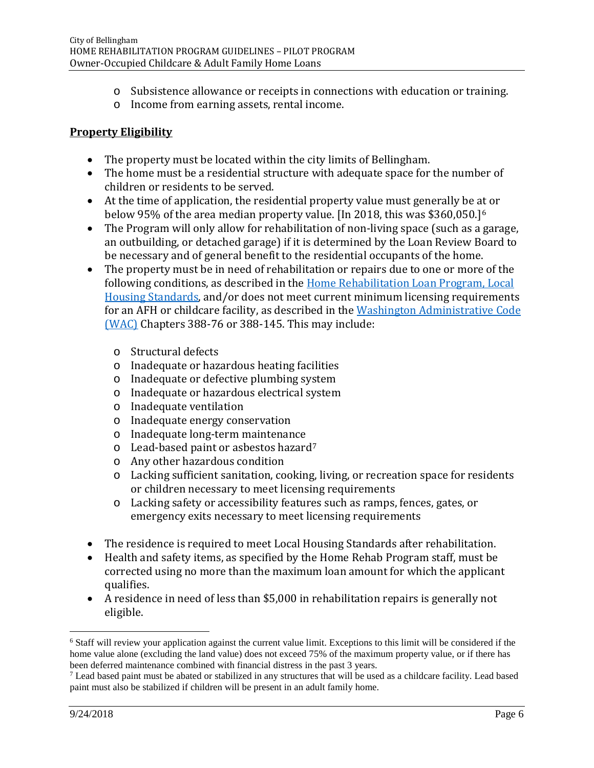- Subsistence allowance or receipts in connections with education or training.
- Income from earning assets, rental income.

## Property Eligibility

- The property must be located within the city limits of Bellingham.
- The home must be a residential structure with adequate space for the number of children or residents to be served.
- At the time of application, the residential property value must generally be at or below 95% of the area median property value. [In 2018, this was $360,050.][6]
- The Program will only allow for rehabilitation of non-living space (such as a garage, an outbuilding, or detached garage) if it is determined by the Loan Review Board to be necessary and of general benefit to the residential occupants of the home.
- The property must be in need of rehabilitation or repairs due to one or more of the following conditions, as described in the Home Rehabilitation Loan Program, Local Housing Standards, and/or does not meet current minimum licensing requirements for an AFH or childcare facility, as described in the Washington Administrative Code (WAC) Chapters 388-76 or 388-145. This may include:
  - Structural defects
  - Inadequate or hazardous heating facilities
  - Inadequate or defective plumbing system
  - Inadequate or hazardous electrical system
  - Inadequate ventilation
  - Inadequate energy conservation
  - Inadequate long-term maintenance
  - Lead-based paint or asbestos hazard[7]
  - Any other hazardous condition
  - Lacking sufficient sanitation, cooking, living, or recreation space for residents or children necessary to meet licensing requirements
  - Lacking safety or accessibility features such as ramps, fences, gates, or emergency exits necessary to meet licensing requirements
- The residence is required to meet Local Housing Standards after rehabilitation.
- Health and safety items, as specified by the Home Rehab Program staff, must be corrected using no more than the maximum loan amount for which the applicant qualifies.
- A residence in need of less than $5,000 in rehabilitation repairs is generally not eligible.

---

[6] Staff will review your application against the current value limit. Exceptions to this limit will be considered if the home value alone (excluding the land value) does not exceed 75% of the maximum property value, or if there has been deferred maintenance combined with financial distress in the past 3 years.

[7] Lead based paint must be abated or stabilized in any structures that will be used as a childcare facility. Lead based paint must also be stabilized if children will be present in an adult family home.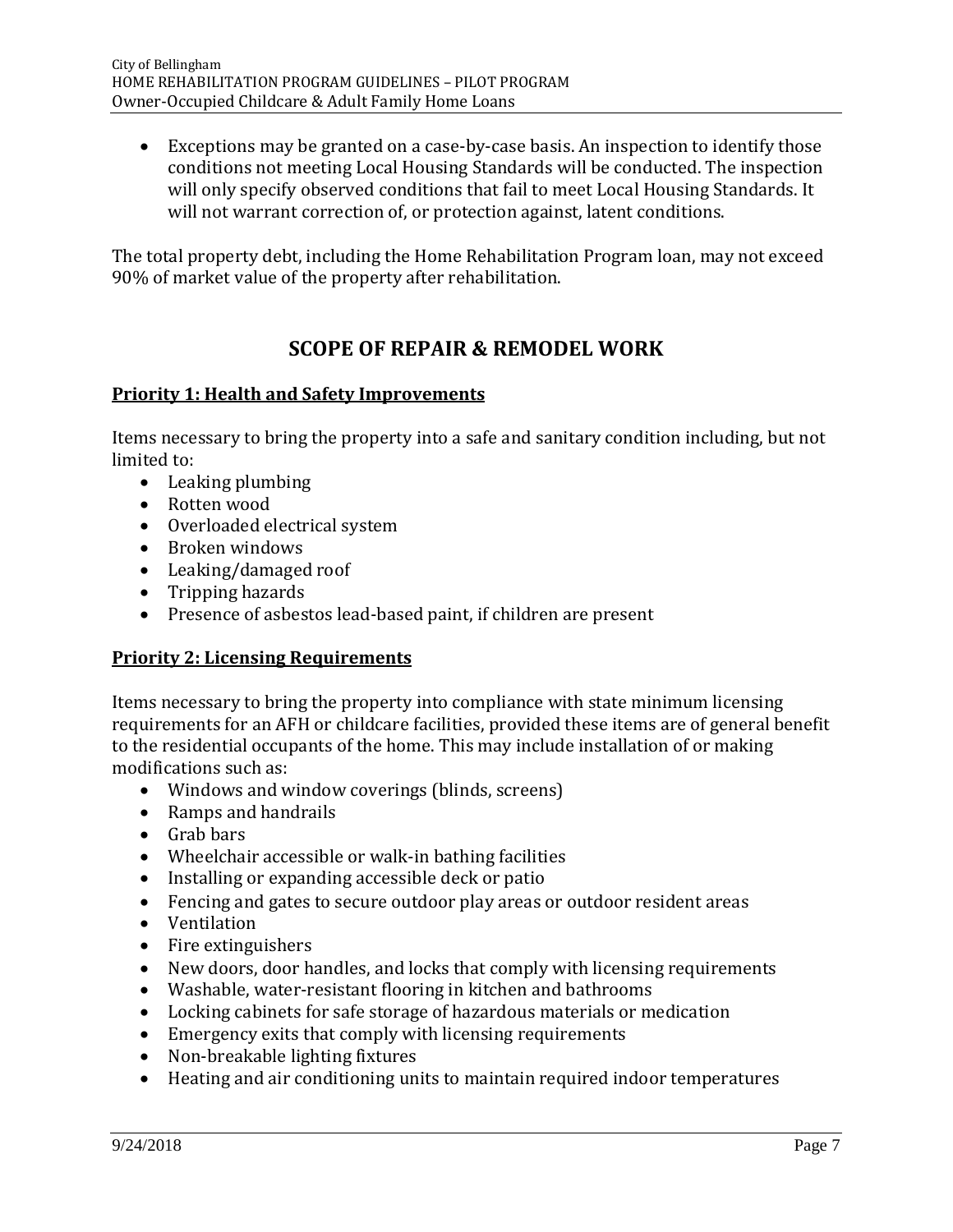- Exceptions may be granted on a case-by-case basis. An inspection to identify those conditions not meeting Local Housing Standards will be conducted. The inspection will only specify observed conditions that fail to meet Local Housing Standards. It will not warrant correction of, or protection against, latent conditions.

The total property debt, including the Home Rehabilitation Program loan, may not exceed 90% of market value of the property after rehabilitation.

## SCOPE OF REPAIR & REMODEL WORK

### Priority 1: Health and Safety Improvements

Items necessary to bring the property into a safe and sanitary condition including, but not limited to:

- Leaking plumbing
- Rotten wood
- Overloaded electrical system
- Broken windows
- Leaking/damaged roof
- Tripping hazards
- Presence of asbestos lead-based paint, if children are present

### Priority 2: Licensing Requirements

Items necessary to bring the property into compliance with state minimum licensing requirements for an AFH or childcare facilities, provided these items are of general benefit to the residential occupants of the home. This may include installation of or making modifications such as:

- Windows and window coverings (blinds, screens)
- Ramps and handrails
- Grab bars
- Wheelchair accessible or walk-in bathing facilities
- Installing or expanding accessible deck or patio
- Fencing and gates to secure outdoor play areas or outdoor resident areas
- Ventilation
- Fire extinguishers
- New doors, door handles, and locks that comply with licensing requirements
- Washable, water-resistant flooring in kitchen and bathrooms
- Locking cabinets for safe storage of hazardous materials or medication
- Emergency exits that comply with licensing requirements
- Non-breakable lighting fixtures
- Heating and air conditioning units to maintain required indoor temperatures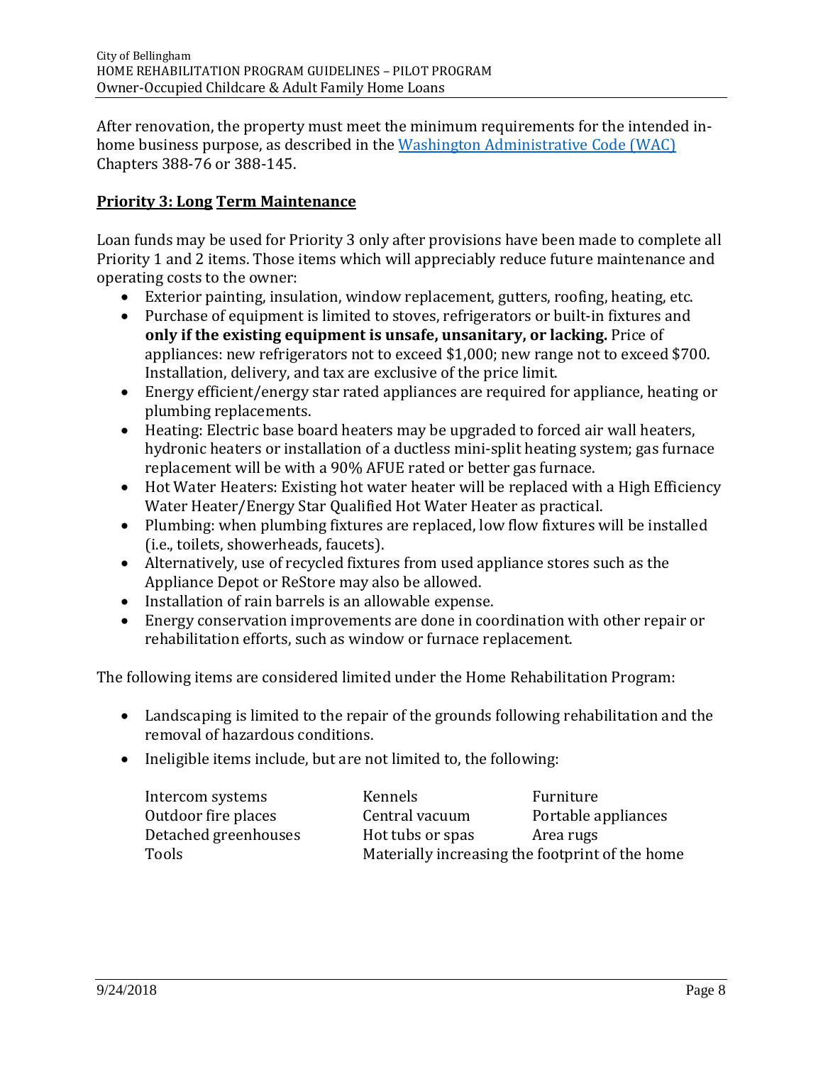After renovation, the property must meet the minimum requirements for the intended in-home business purpose, as described in the [Washington Administrative Code (WAC)](#) Chapters 388-76 or 388-145.

## Priority 3: Long Term Maintenance

Loan funds may be used for Priority 3 only after provisions have been made to complete all Priority 1 and 2 items. Those items which will appreciably reduce future maintenance and operating costs to the owner:

- Exterior painting, insulation, window replacement, gutters, roofing, heating, etc.
- Purchase of equipment is limited to stoves, refrigerators or built-in fixtures and **only if the existing equipment is unsafe, unsanitary, or lacking.** Price of appliances: new refrigerators not to exceed $1,000; new range not to exceed $700. Installation, delivery, and tax are exclusive of the price limit.
- Energy efficient/energy star rated appliances are required for appliance, heating or plumbing replacements.
- Heating: Electric base board heaters may be upgraded to forced air wall heaters, hydronic heaters or installation of a ductless mini-split heating system; gas furnace replacement will be with a 90% AFUE rated or better gas furnace.
- Hot Water Heaters: Existing hot water heater will be replaced with a High Efficiency Water Heater/Energy Star Qualified Hot Water Heater as practical.
- Plumbing: when plumbing fixtures are replaced, low flow fixtures will be installed (i.e., toilets, showerheads, faucets).
- Alternatively, use of recycled fixtures from used appliance stores such as the Appliance Depot or ReStore may also be allowed.
- Installation of rain barrels is an allowable expense.
- Energy conservation improvements are done in coordination with other repair or rehabilitation efforts, such as window or furnace replacement.

The following items are considered limited under the Home Rehabilitation Program:

- Landscaping is limited to the repair of the grounds following rehabilitation and the removal of hazardous conditions.
- Ineligible items include, but are not limited to, the following:

| | | |
|---|---|---|
| Intercom systems | Kennels | Furniture |
| Outdoor fire places | Central vacuum | Portable appliances |
| Detached greenhouses | Hot tubs or spas | Area rugs |
| Tools | Materially increasing the footprint of the home | |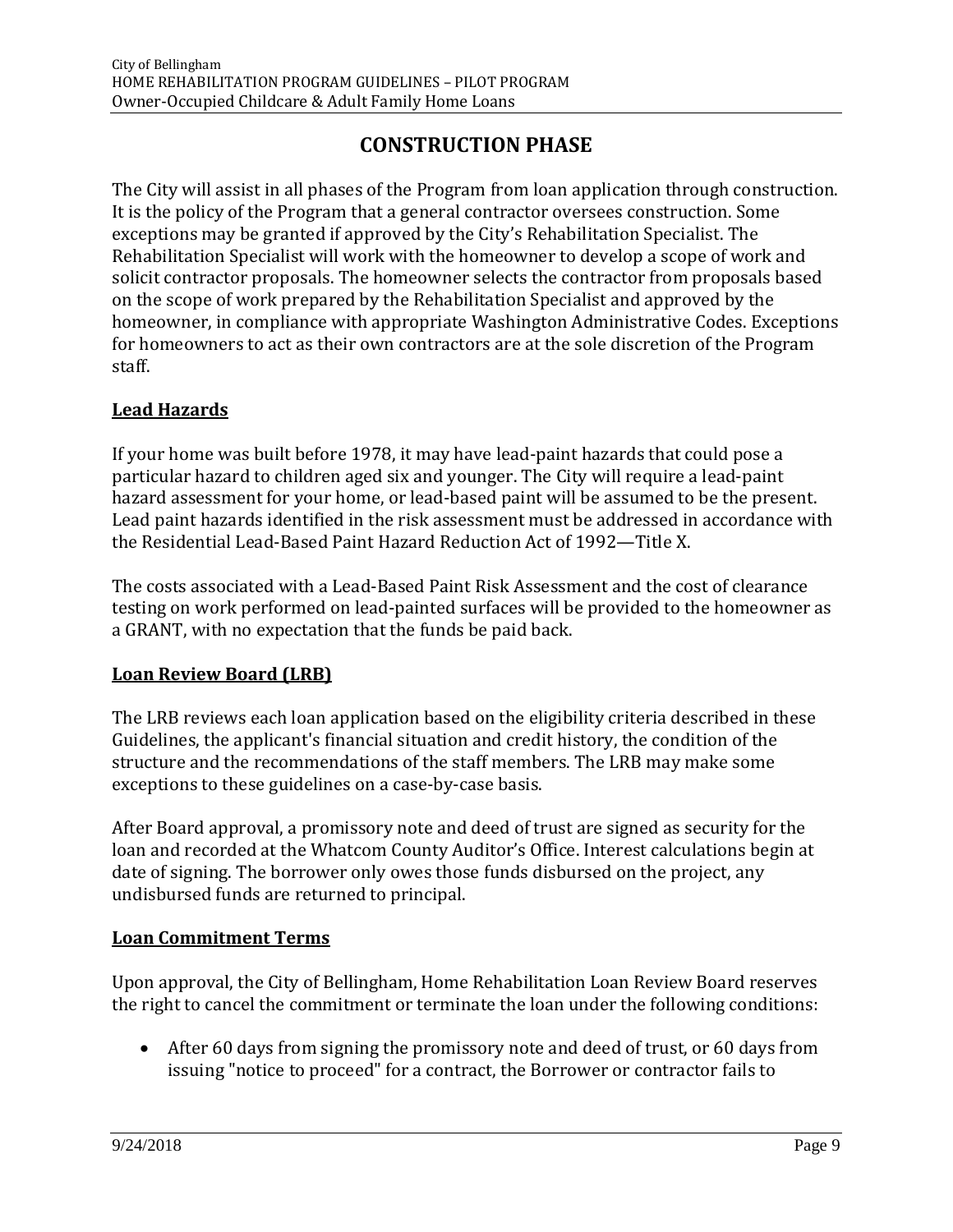# CONSTRUCTION PHASE

The City will assist in all phases of the Program from loan application through construction. It is the policy of the Program that a general contractor oversees construction. Some exceptions may be granted if approved by the City's Rehabilitation Specialist. The Rehabilitation Specialist will work with the homeowner to develop a scope of work and solicit contractor proposals. The homeowner selects the contractor from proposals based on the scope of work prepared by the Rehabilitation Specialist and approved by the homeowner, in compliance with appropriate Washington Administrative Codes. Exceptions for homeowners to act as their own contractors are at the sole discretion of the Program staff.

**Lead Hazards**

If your home was built before 1978, it may have lead-paint hazards that could pose a particular hazard to children aged six and younger. The City will require a lead-paint hazard assessment for your home, or lead-based paint will be assumed to be the present. Lead paint hazards identified in the risk assessment must be addressed in accordance with the Residential Lead-Based Paint Hazard Reduction Act of 1992—Title X.

The costs associated with a Lead-Based Paint Risk Assessment and the cost of clearance testing on work performed on lead-painted surfaces will be provided to the homeowner as a GRANT, with no expectation that the funds be paid back.

**Loan Review Board (LRB)**

The LRB reviews each loan application based on the eligibility criteria described in these Guidelines, the applicant's financial situation and credit history, the condition of the structure and the recommendations of the staff members. The LRB may make some exceptions to these guidelines on a case-by-case basis.

After Board approval, a promissory note and deed of trust are signed as security for the loan and recorded at the Whatcom County Auditor's Office. Interest calculations begin at date of signing. The borrower only owes those funds disbursed on the project, any undisbursed funds are returned to principal.

**Loan Commitment Terms**

Upon approval, the City of Bellingham, Home Rehabilitation Loan Review Board reserves the right to cancel the commitment or terminate the loan under the following conditions:

- After 60 days from signing the promissory note and deed of trust, or 60 days from issuing "notice to proceed" for a contract, the Borrower or contractor fails to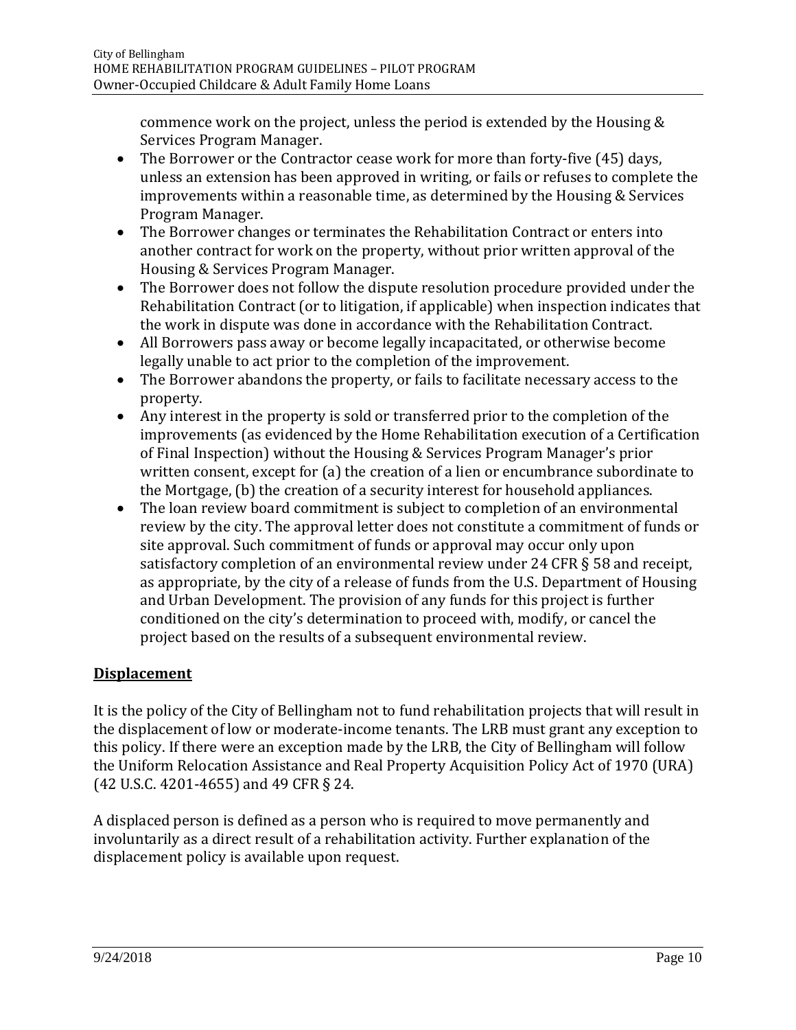commence work on the project, unless the period is extended by the Housing & Services Program Manager.

- The Borrower or the Contractor cease work for more than forty-five (45) days, unless an extension has been approved in writing, or fails or refuses to complete the improvements within a reasonable time, as determined by the Housing & Services Program Manager.
- The Borrower changes or terminates the Rehabilitation Contract or enters into another contract for work on the property, without prior written approval of the Housing & Services Program Manager.
- The Borrower does not follow the dispute resolution procedure provided under the Rehabilitation Contract (or to litigation, if applicable) when inspection indicates that the work in dispute was done in accordance with the Rehabilitation Contract.
- All Borrowers pass away or become legally incapacitated, or otherwise become legally unable to act prior to the completion of the improvement.
- The Borrower abandons the property, or fails to facilitate necessary access to the property.
- Any interest in the property is sold or transferred prior to the completion of the improvements (as evidenced by the Home Rehabilitation execution of a Certification of Final Inspection) without the Housing & Services Program Manager's prior written consent, except for (a) the creation of a lien or encumbrance subordinate to the Mortgage, (b) the creation of a security interest for household appliances.
- The loan review board commitment is subject to completion of an environmental review by the city. The approval letter does not constitute a commitment of funds or site approval. Such commitment of funds or approval may occur only upon satisfactory completion of an environmental review under 24 CFR § 58 and receipt, as appropriate, by the city of a release of funds from the U.S. Department of Housing and Urban Development. The provision of any funds for this project is further conditioned on the city's determination to proceed with, modify, or cancel the project based on the results of a subsequent environmental review.

## Displacement

It is the policy of the City of Bellingham not to fund rehabilitation projects that will result in the displacement of low or moderate-income tenants. The LRB must grant any exception to this policy. If there were an exception made by the LRB, the City of Bellingham will follow the Uniform Relocation Assistance and Real Property Acquisition Policy Act of 1970 (URA) (42 U.S.C. 4201-4655) and 49 CFR § 24.

A displaced person is defined as a person who is required to move permanently and involuntarily as a direct result of a rehabilitation activity. Further explanation of the displacement policy is available upon request.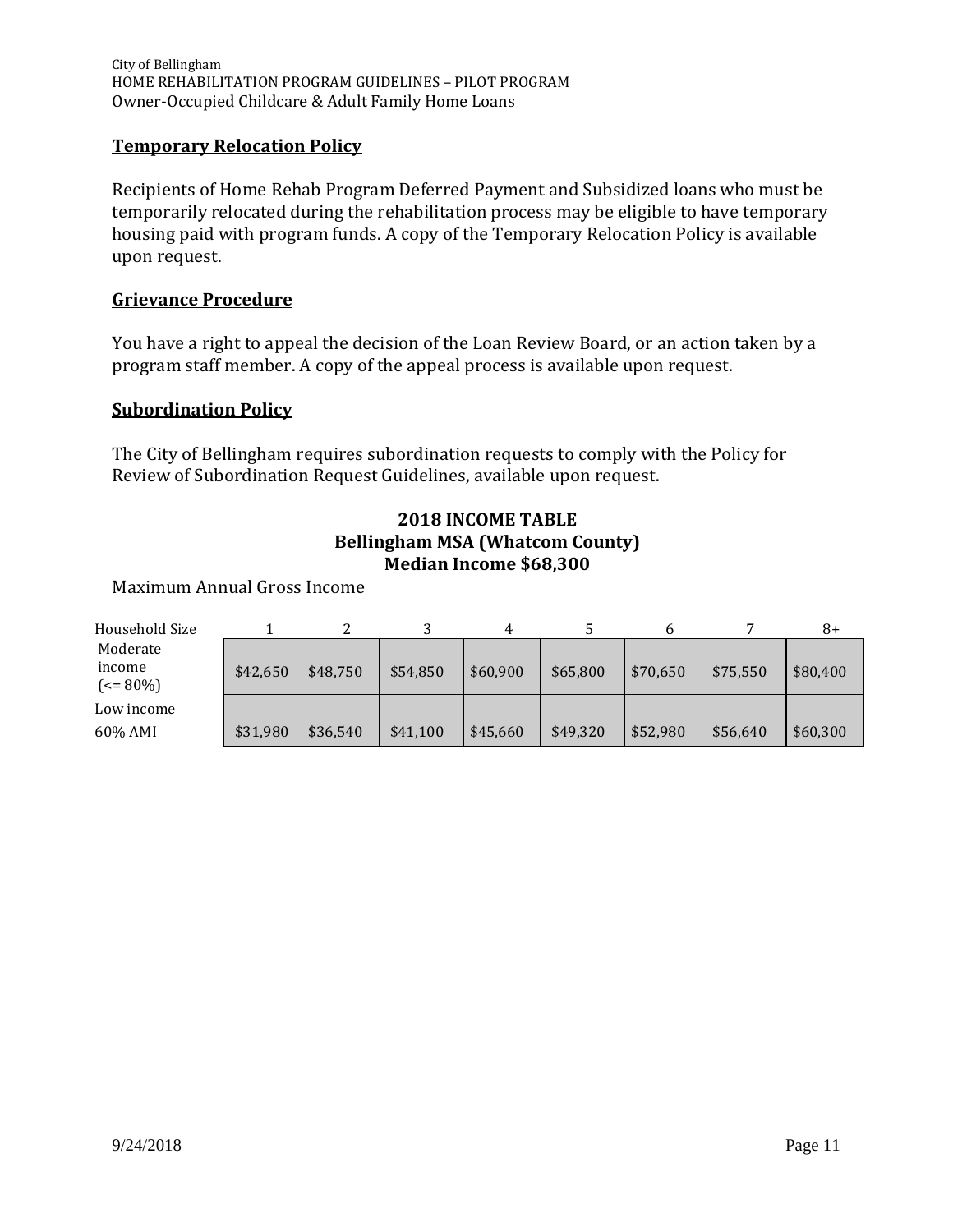## Temporary Relocation Policy

Recipients of Home Rehab Program Deferred Payment and Subsidized loans who must be temporarily relocated during the rehabilitation process may be eligible to have temporary housing paid with program funds. A copy of the Temporary Relocation Policy is available upon request.

## Grievance Procedure

You have a right to appeal the decision of the Loan Review Board, or an action taken by a program staff member. A copy of the appeal process is available upon request.

## Subordination Policy

The City of Bellingham requires subordination requests to comply with the Policy for Review of Subordination Request Guidelines, available upon request.

**2018 INCOME TABLE**
**Bellingham MSA (Whatcom County)**
**Median Income $68,300**

Maximum Annual Gross Income

| Household Size | 1 | 2 | 3 | 4 | 5 | 6 | 7 | 8+ |
|---|---|---|---|---|---|---|---|---|
| Moderate income (<= 80%) | $42,650 | $48,750 | $54,850 | $60,900 | $65,800 | $70,650 | $75,550 | $80,400 |
| Low income 60% AMI | $31,980 | $36,540 | $41,100 | $45,660 | $49,320 | $52,980 | $56,640 | $60,300 |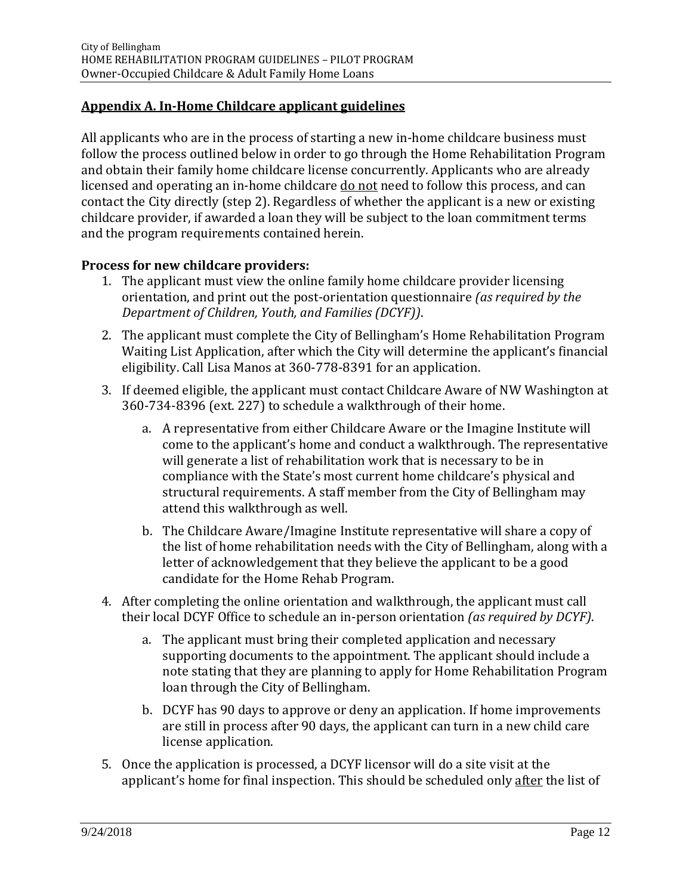## Appendix A. In-Home Childcare applicant guidelines

All applicants who are in the process of starting a new in-home childcare business must follow the process outlined below in order to go through the Home Rehabilitation Program and obtain their family home childcare license concurrently. Applicants who are already licensed and operating an in-home childcare do not need to follow this process, and can contact the City directly (step 2). Regardless of whether the applicant is a new or existing childcare provider, if awarded a loan they will be subject to the loan commitment terms and the program requirements contained herein.

**Process for new childcare providers:**

1. The applicant must view the online family home childcare provider licensing orientation, and print out the post-orientation questionnaire *(as required by the Department of Children, Youth, and Families (DCYF))*.
2. The applicant must complete the City of Bellingham's Home Rehabilitation Program Waiting List Application, after which the City will determine the applicant's financial eligibility. Call Lisa Manos at 360-778-8391 for an application.
3. If deemed eligible, the applicant must contact Childcare Aware of NW Washington at 360-734-8396 (ext. 227) to schedule a walkthrough of their home.
    a. A representative from either Childcare Aware or the Imagine Institute will come to the applicant's home and conduct a walkthrough. The representative will generate a list of rehabilitation work that is necessary to be in compliance with the State's most current home childcare's physical and structural requirements. A staff member from the City of Bellingham may attend this walkthrough as well.
    b. The Childcare Aware/Imagine Institute representative will share a copy of the list of home rehabilitation needs with the City of Bellingham, along with a letter of acknowledgement that they believe the applicant to be a good candidate for the Home Rehab Program.
4. After completing the online orientation and walkthrough, the applicant must call their local DCYF Office to schedule an in-person orientation *(as required by DCYF)*.
    a. The applicant must bring their completed application and necessary supporting documents to the appointment. The applicant should include a note stating that they are planning to apply for Home Rehabilitation Program loan through the City of Bellingham.
    b. DCYF has 90 days to approve or deny an application. If home improvements are still in process after 90 days, the applicant can turn in a new child care license application.
5. Once the application is processed, a DCYF licensor will do a site visit at the applicant's home for final inspection. This should be scheduled only after the list of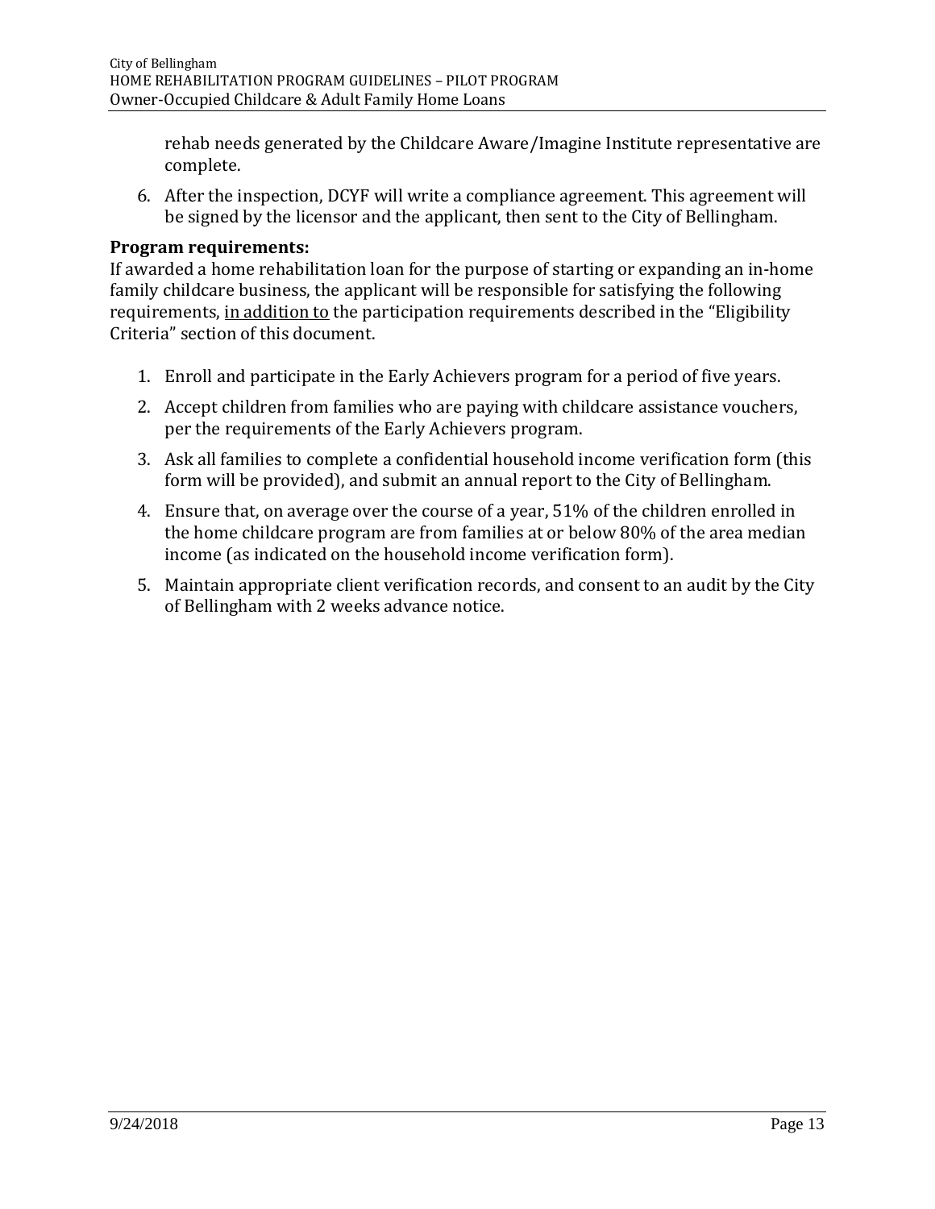rehab needs generated by the Childcare Aware/Imagine Institute representative are complete.

6. After the inspection, DCYF will write a compliance agreement. This agreement will be signed by the licensor and the applicant, then sent to the City of Bellingham.

**Program requirements:**

If awarded a home rehabilitation loan for the purpose of starting or expanding an in-home family childcare business, the applicant will be responsible for satisfying the following requirements, <u>in addition to</u> the participation requirements described in the "Eligibility Criteria" section of this document.

1. Enroll and participate in the Early Achievers program for a period of five years.
2. Accept children from families who are paying with childcare assistance vouchers, per the requirements of the Early Achievers program.
3. Ask all families to complete a confidential household income verification form (this form will be provided), and submit an annual report to the City of Bellingham.
4. Ensure that, on average over the course of a year, 51% of the children enrolled in the home childcare program are from families at or below 80% of the area median income (as indicated on the household income verification form).
5. Maintain appropriate client verification records, and consent to an audit by the City of Bellingham with 2 weeks advance notice.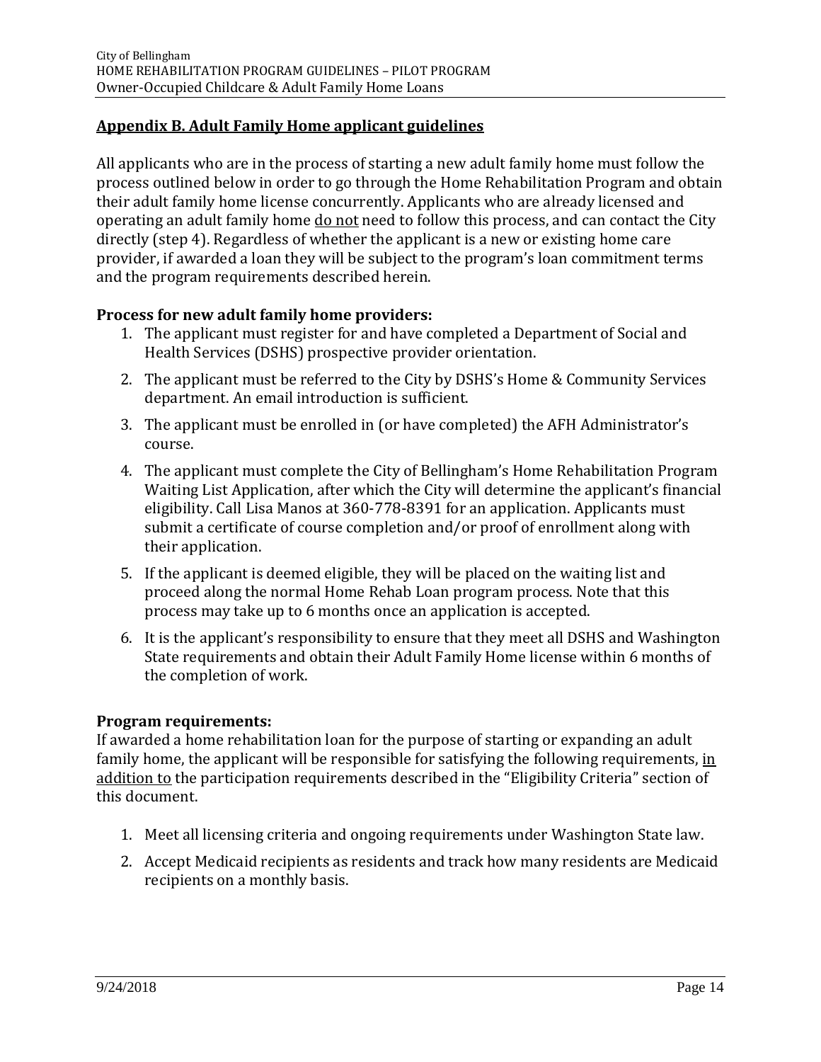## Appendix B. Adult Family Home applicant guidelines

All applicants who are in the process of starting a new adult family home must follow the process outlined below in order to go through the Home Rehabilitation Program and obtain their adult family home license concurrently. Applicants who are already licensed and operating an adult family home <u>do not</u> need to follow this process, and can contact the City directly (step 4). Regardless of whether the applicant is a new or existing home care provider, if awarded a loan they will be subject to the program's loan commitment terms and the program requirements described herein.

**Process for new adult family home providers:**

1. The applicant must register for and have completed a Department of Social and Health Services (DSHS) prospective provider orientation.
2. The applicant must be referred to the City by DSHS's Home & Community Services department. An email introduction is sufficient.
3. The applicant must be enrolled in (or have completed) the AFH Administrator's course.
4. The applicant must complete the City of Bellingham's Home Rehabilitation Program Waiting List Application, after which the City will determine the applicant's financial eligibility. Call Lisa Manos at 360-778-8391 for an application. Applicants must submit a certificate of course completion and/or proof of enrollment along with their application.
5. If the applicant is deemed eligible, they will be placed on the waiting list and proceed along the normal Home Rehab Loan program process. Note that this process may take up to 6 months once an application is accepted.
6. It is the applicant's responsibility to ensure that they meet all DSHS and Washington State requirements and obtain their Adult Family Home license within 6 months of the completion of work.

**Program requirements:**

If awarded a home rehabilitation loan for the purpose of starting or expanding an adult family home, the applicant will be responsible for satisfying the following requirements, <u>in addition to</u> the participation requirements described in the "Eligibility Criteria" section of this document.

1. Meet all licensing criteria and ongoing requirements under Washington State law.
2. Accept Medicaid recipients as residents and track how many residents are Medicaid recipients on a monthly basis.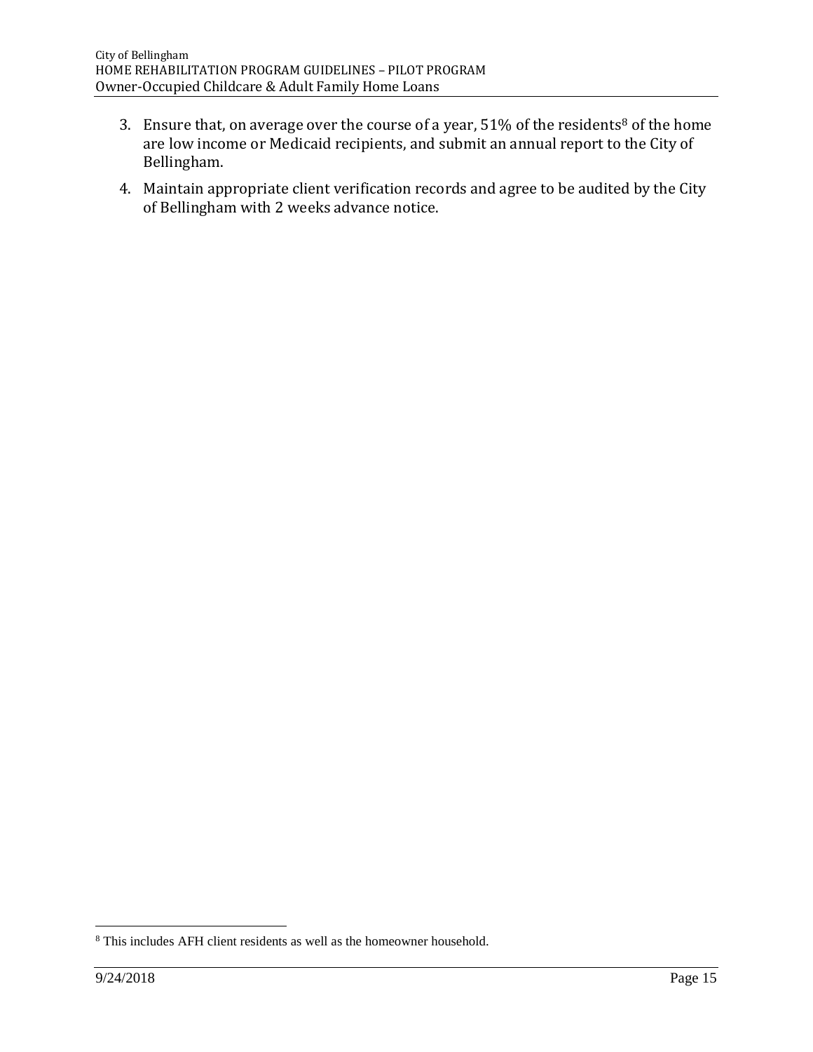3. Ensure that, on average over the course of a year, 51% of the residents[8] of the home are low income or Medicaid recipients, and submit an annual report to the City of Bellingham.
4. Maintain appropriate client verification records and agree to be audited by the City of Bellingham with 2 weeks advance notice.

[8] This includes AFH client residents as well as the homeowner household.